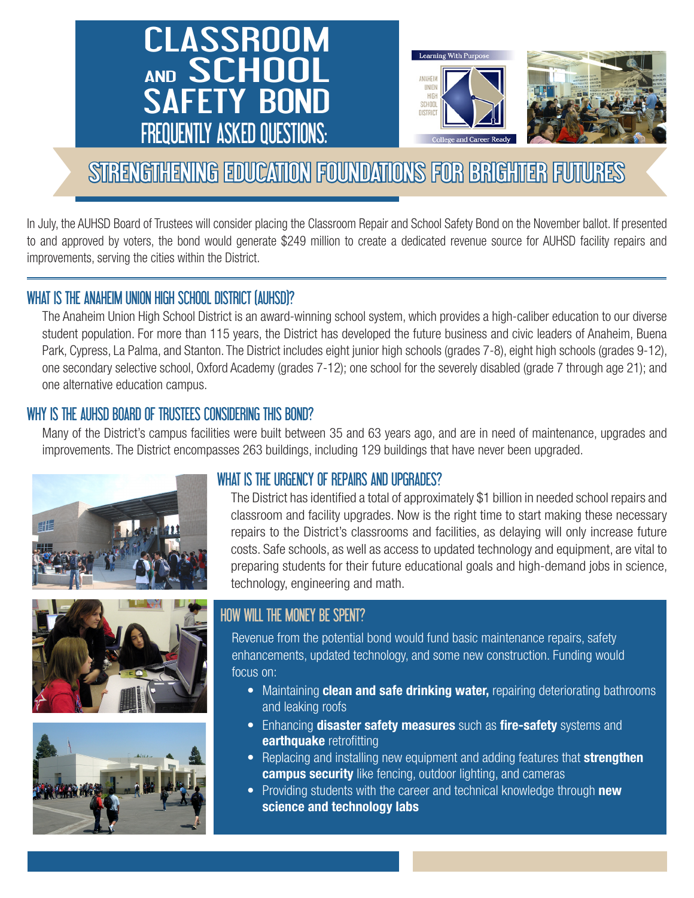# CLASSROOM AND SCHOOL SAFETY BOND

## FREQUENTLY ASKED QUESTIONS:

Learning With Purpose

ANAHEIM UNION HIGH SCHOOL DISTRICT

College and Career Ready

## STRENGTHENING EDUCATION FOUNDATIONS FOR BRIGHTER FUTURES

In July, the AUHSD Board of Trustees will consider placing the Classroom Repair and School Safety Bond on the November ballot. If presented to and approved by voters, the bond would generate $249 million to create a dedicated revenue source for AUHSD facility repairs and improvements, serving the cities within the District.

### WHAT IS THE ANAHEIM UNION HIGH SCHOOL DISTRICT (AUHSD)?

The Anaheim Union High School District is an award-winning school system, which provides a high-caliber education to our diverse student population. For more than 115 years, the District has developed the future business and civic leaders of Anaheim, Buena Park, Cypress, La Palma, and Stanton. The District includes eight junior high schools (grades 7-8), eight high schools (grades 9-12), one secondary selective school, Oxford Academy (grades 7-12); one school for the severely disabled (grade 7 through age 21); and one alternative education campus.

### WHY IS THE AUHSD BOARD OF TRUSTEES CONSIDERING THIS BOND?

Many of the District's campus facilities were built between 35 and 63 years ago, and are in need of maintenance, upgrades and improvements. The District encompasses 263 buildings, including 129 buildings that have never been upgraded.

### WHAT IS THE URGENCY OF REPAIRS AND UPGRADES?

The District has identified a total of approximately $1 billion in needed school repairs and classroom and facility upgrades. Now is the right time to start making these necessary repairs to the District's classrooms and facilities, as delaying will only increase future costs. Safe schools, as well as access to updated technology and equipment, are vital to preparing students for their future educational goals and high-demand jobs in science, technology, engineering and math.

### HOW WILL THE MONEY BE SPENT?

Revenue from the potential bond would fund basic maintenance repairs, safety enhancements, updated technology, and some new construction. Funding would focus on:

- Maintaining **clean and safe drinking water,** repairing deteriorating bathrooms and leaking roofs
- Enhancing **disaster safety measures** such as **fire-safety** systems and **earthquake** retrofitting
- Replacing and installing new equipment and adding features that **strengthen campus security** like fencing, outdoor lighting, and cameras
- Providing students with the career and technical knowledge through **new science and technology labs**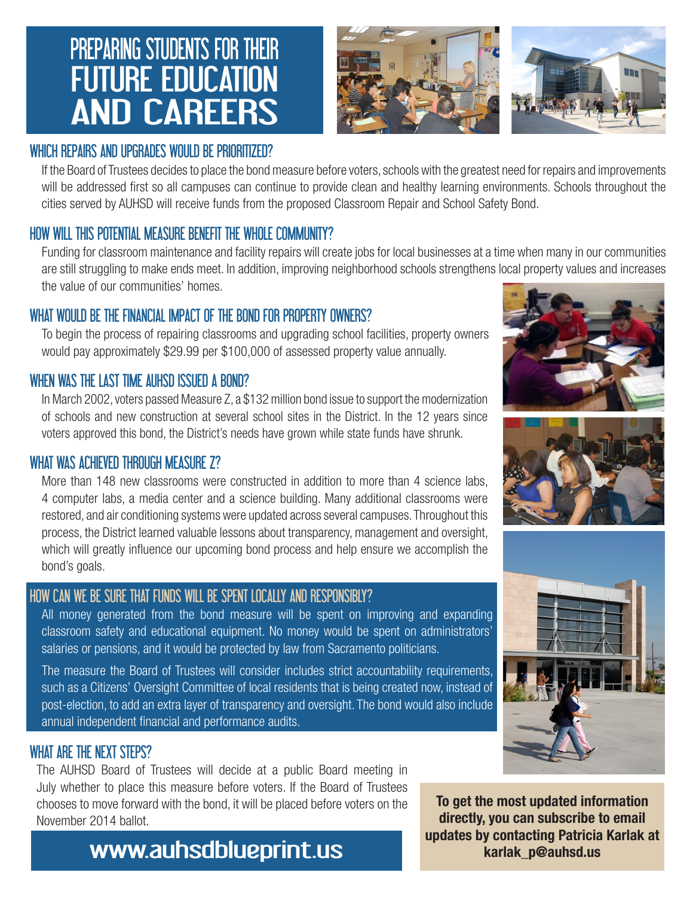# PREPARING STUDENTS FOR THEIR FUTURE EDUCATION AND CAREERS

## WHICH REPAIRS AND UPGRADES WOULD BE PRIORITIZED?

If the Board of Trustees decides to place the bond measure before voters, schools with the greatest need for repairs and improvements will be addressed first so all campuses can continue to provide clean and healthy learning environments. Schools throughout the cities served by AUHSD will receive funds from the proposed Classroom Repair and School Safety Bond.

## HOW WILL THIS POTENTIAL MEASURE BENEFIT THE WHOLE COMMUNITY?

Funding for classroom maintenance and facility repairs will create jobs for local businesses at a time when many in our communities are still struggling to make ends meet. In addition, improving neighborhood schools strengthens local property values and increases the value of our communities' homes.

## WHAT WOULD BE THE FINANCIAL IMPACT OF THE BOND FOR PROPERTY OWNERS?

To begin the process of repairing classrooms and upgrading school facilities, property owners would pay approximately $29.99 per $100,000 of assessed property value annually.

## WHEN WAS THE LAST TIME AUHSD ISSUED A BOND?

In March 2002, voters passed Measure Z, a $132 million bond issue to support the modernization of schools and new construction at several school sites in the District. In the 12 years since voters approved this bond, the District's needs have grown while state funds have shrunk.

## WHAT WAS ACHIEVED THROUGH MEASURE Z?

More than 148 new classrooms were constructed in addition to more than 4 science labs, 4 computer labs, a media center and a science building. Many additional classrooms were restored, and air conditioning systems were updated across several campuses. Throughout this process, the District learned valuable lessons about transparency, management and oversight, which will greatly influence our upcoming bond process and help ensure we accomplish the bond's goals.

## HOW CAN WE BE SURE THAT FUNDS WILL BE SPENT LOCALLY AND RESPONSIBLY?

All money generated from the bond measure will be spent on improving and expanding classroom safety and educational equipment. No money would be spent on administrators' salaries or pensions, and it would be protected by law from Sacramento politicians.

The measure the Board of Trustees will consider includes strict accountability requirements, such as a Citizens' Oversight Committee of local residents that is being created now, instead of post-election, to add an extra layer of transparency and oversight. The bond would also include annual independent financial and performance audits.

## WHAT ARE THE NEXT STEPS?

The AUHSD Board of Trustees will decide at a public Board meeting in July whether to place this measure before voters. If the Board of Trustees chooses to move forward with the bond, it will be placed before voters on the November 2014 ballot.

**www.auhsdblueprint.us**

**To get the most updated information directly, you can subscribe to email updates by contacting Patricia Karlak at karlak_p@auhsd.us**